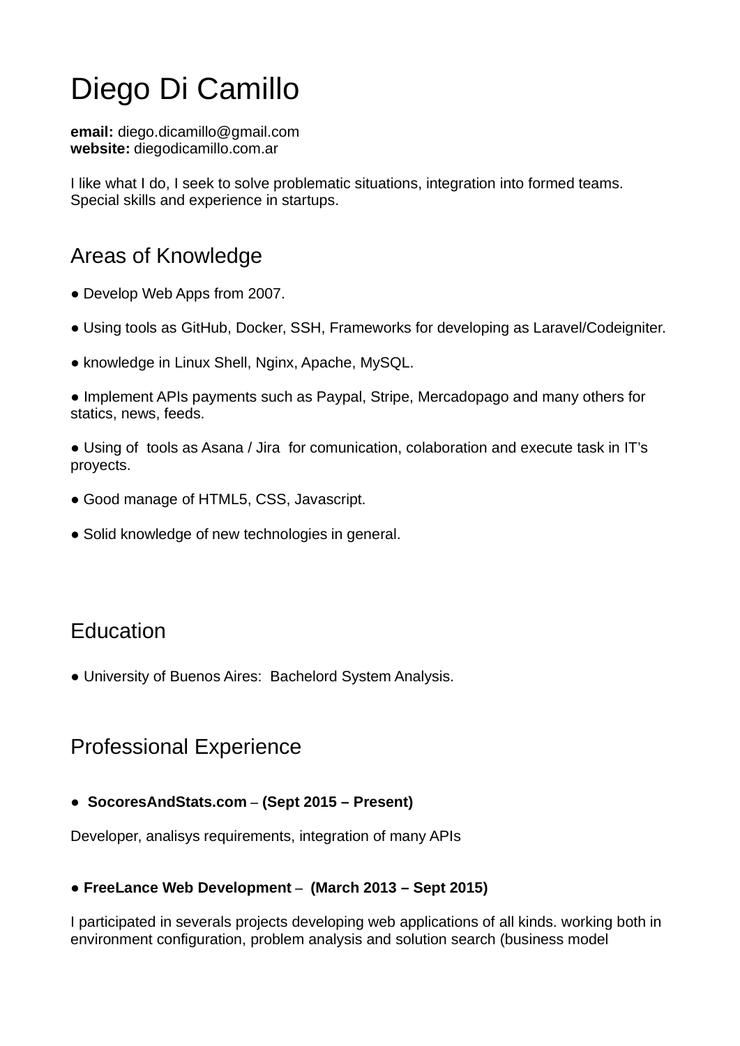# Diego Di Camillo

**email:** diego.dicamillo@gmail.com
**website:** diegodicamillo.com.ar

I like what I do, I seek to solve problematic situations, integration into formed teams. Special skills and experience in startups.

## Areas of Knowledge

● Develop Web Apps from 2007.

● Using tools as GitHub, Docker, SSH, Frameworks for developing as Laravel/Codeigniter.

● knowledge in Linux Shell, Nginx, Apache, MySQL.

● Implement APIs payments such as Paypal, Stripe, Mercadopago and many others for statics, news, feeds.

● Using of tools as Asana / Jira for comunication, colaboration and execute task in IT's proyects.

● Good manage of HTML5, CSS, Javascript.

● Solid knowledge of new technologies in general.

## Education

● University of Buenos Aires: Bachelord System Analysis.

## Professional Experience

● **SocoresAndStats.com – (Sept 2015 – Present)**

Developer, analisys requirements, integration of many APIs

● **FreeLance Web Development – (March 2013 – Sept 2015)**

I participated in severals projects developing web applications of all kinds. working both in environment configuration, problem analysis and solution search (business model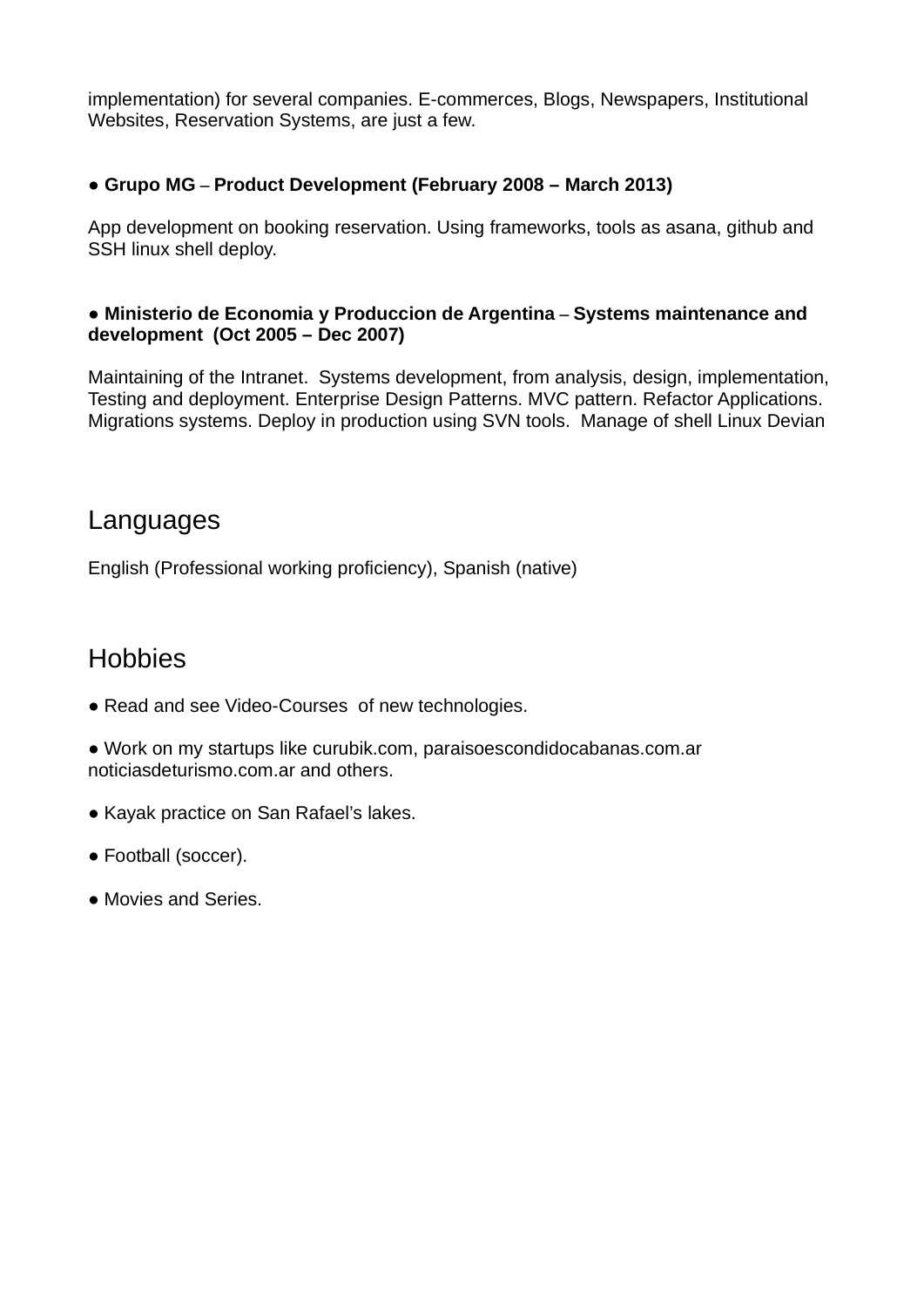implementation) for several companies. E-commerces, Blogs, Newspapers, Institutional Websites, Reservation Systems, are just a few.

● **Grupo MG – Product Development (February 2008 – March 2013)**

App development on booking reservation. Using frameworks, tools as asana, github and SSH linux shell deploy.

● **Ministerio de Economia y Produccion de Argentina – Systems maintenance and development (Oct 2005 – Dec 2007)**

Maintaining of the Intranet. Systems development, from analysis, design, implementation, Testing and deployment. Enterprise Design Patterns. MVC pattern. Refactor Applications. Migrations systems. Deploy in production using SVN tools. Manage of shell Linux Devian

## Languages

English (Professional working proficiency), Spanish (native)

## Hobbies

● Read and see Video-Courses of new technologies.

● Work on my startups like curubik.com, paraisoescondidocabanas.com.ar noticiasdeturismo.com.ar and others.

● Kayak practice on San Rafael's lakes.

● Football (soccer).

● Movies and Series.